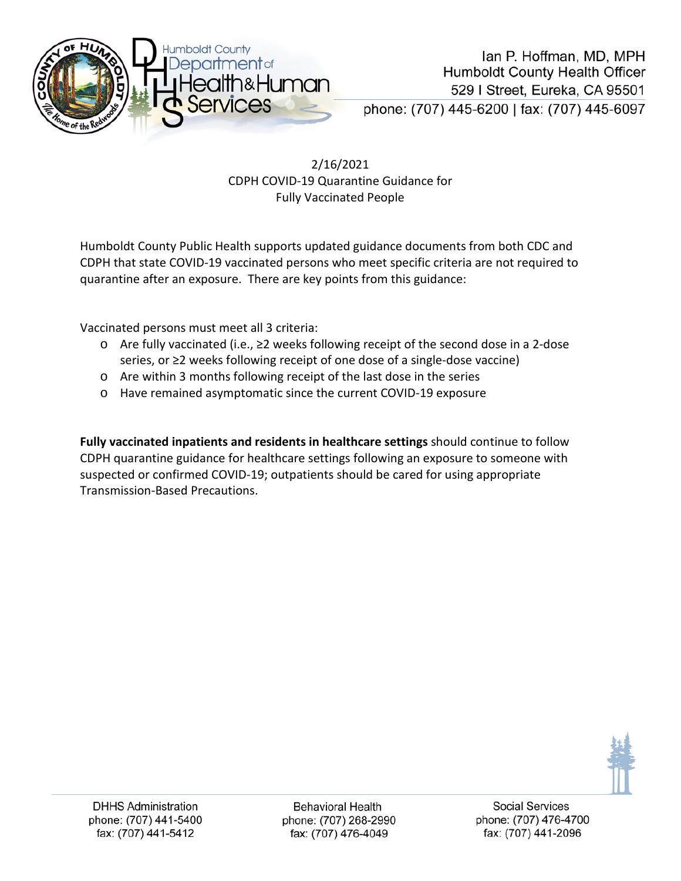Humboldt County Department of Health & Human Services

Ian P. Hoffman, MD, MPH
Humboldt County Health Officer
529 I Street, Eureka, CA 95501
phone: (707) 445-6200 | fax: (707) 445-6097

2/16/2021
CDPH COVID-19 Quarantine Guidance for
Fully Vaccinated People

Humboldt County Public Health supports updated guidance documents from both CDC and CDPH that state COVID-19 vaccinated persons who meet specific criteria are not required to quarantine after an exposure. There are key points from this guidance:

Vaccinated persons must meet all 3 criteria:

- Are fully vaccinated (i.e., ≥2 weeks following receipt of the second dose in a 2-dose series, or ≥2 weeks following receipt of one dose of a single-dose vaccine)
- Are within 3 months following receipt of the last dose in the series
- Have remained asymptomatic since the current COVID-19 exposure

**Fully vaccinated inpatients and residents in healthcare settings** should continue to follow CDPH quarantine guidance for healthcare settings following an exposure to someone with suspected or confirmed COVID-19; outpatients should be cared for using appropriate Transmission-Based Precautions.

DHHS Administration
phone: (707) 441-5400
fax: (707) 441-5412

Behavioral Health
phone: (707) 268-2990
fax: (707) 476-4049

Social Services
phone: (707) 476-4700
fax: (707) 441-2096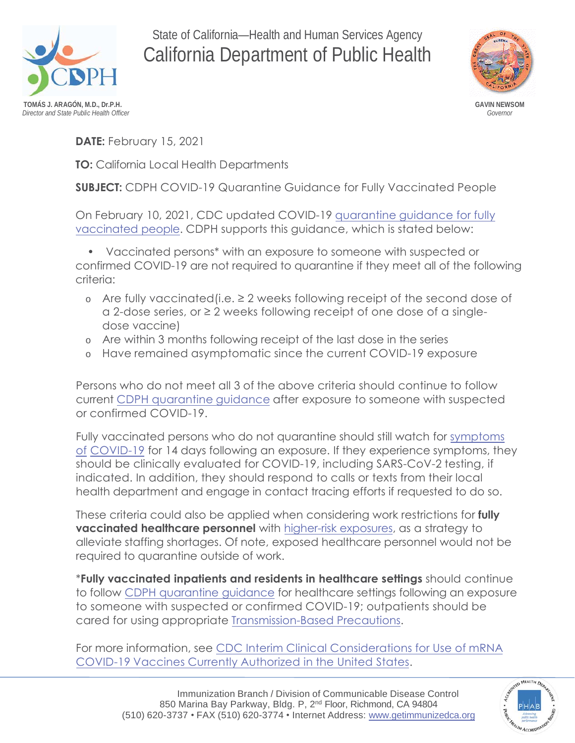State of California—Health and Human Services Agency

# California Department of Public Health

**TOMÁS J. ARAGÓN, M.D., Dr.P.H.**
*Director and State Public Health Officer*

**GAVIN NEWSOM**
*Governor*

**DATE:** February 15, 2021

**TO:** California Local Health Departments

**SUBJECT:** CDPH COVID-19 Quarantine Guidance for Fully Vaccinated People

On February 10, 2021, CDC updated COVID-19 quarantine guidance for fully vaccinated people. CDPH supports this guidance, which is stated below:

- Vaccinated persons* with an exposure to someone with suspected or confirmed COVID-19 are not required to quarantine if they meet all of the following criteria:
  - Are fully vaccinated(i.e. ≥ 2 weeks following receipt of the second dose of a 2-dose series, or ≥ 2 weeks following receipt of one dose of a single-dose vaccine)
  - Are within 3 months following receipt of the last dose in the series
  - Have remained asymptomatic since the current COVID-19 exposure

Persons who do not meet all 3 of the above criteria should continue to follow current CDPH quarantine guidance after exposure to someone with suspected or confirmed COVID-19.

Fully vaccinated persons who do not quarantine should still watch for symptoms of COVID-19 for 14 days following an exposure. If they experience symptoms, they should be clinically evaluated for COVID-19, including SARS-CoV-2 testing, if indicated. In addition, they should respond to calls or texts from their local health department and engage in contact tracing efforts if requested to do so.

These criteria could also be applied when considering work restrictions for **fully vaccinated healthcare personnel** with higher-risk exposures, as a strategy to alleviate staffing shortages. Of note, exposed healthcare personnel would not be required to quarantine outside of work.

*__Fully vaccinated inpatients and residents in healthcare settings__ should continue to follow CDPH quarantine guidance for healthcare settings following an exposure to someone with suspected or confirmed COVID-19; outpatients should be cared for using appropriate Transmission-Based Precautions.

For more information, see CDC Interim Clinical Considerations for Use of mRNA COVID-19 Vaccines Currently Authorized in the United States.

Immunization Branch / Division of Communicable Disease Control
850 Marina Bay Parkway, Bldg. P, 2nd Floor, Richmond, CA 94804
(510) 620-3737 • FAX (510) 620-3774 • Internet Address: www.getimmunizedca.org